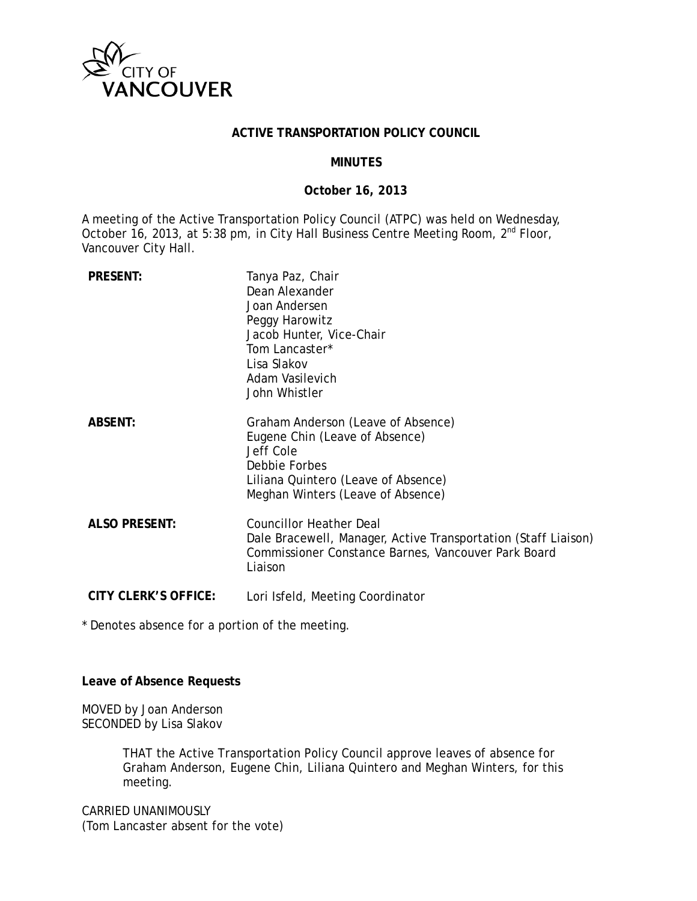CITY OF VANCOUVER

**ACTIVE TRANSPORTATION POLICY COUNCIL**

**MINUTES**

**October 16, 2013**

A meeting of the Active Transportation Policy Council (ATPC) was held on Wednesday, October 16, 2013, at 5:38 pm, in City Hall Business Centre Meeting Room, 2nd Floor, Vancouver City Hall.

| | |
|---|---|
| **PRESENT:** | Tanya Paz, Chair<br>Dean Alexander<br>Joan Andersen<br>Peggy Harowitz<br>Jacob Hunter, Vice-Chair<br>Tom Lancaster*<br>Lisa Slakov<br>Adam Vasilevich<br>John Whistler |
| **ABSENT:** | Graham Anderson (Leave of Absence)<br>Eugene Chin (Leave of Absence)<br>Jeff Cole<br>Debbie Forbes<br>Liliana Quintero (Leave of Absence)<br>Meghan Winters (Leave of Absence) |
| **ALSO PRESENT:** | Councillor Heather Deal<br>Dale Bracewell, Manager, Active Transportation (Staff Liaison)<br>Commissioner Constance Barnes, Vancouver Park Board Liaison |
| **CITY CLERK'S OFFICE:** | Lori Isfeld, Meeting Coordinator |

* Denotes absence for a portion of the meeting.

**Leave of Absence Requests**

MOVED by Joan Anderson
SECONDED by Lisa Slakov

> THAT the Active Transportation Policy Council approve leaves of absence for Graham Anderson, Eugene Chin, Liliana Quintero and Meghan Winters, for this meeting.

CARRIED UNANIMOUSLY
(Tom Lancaster absent for the vote)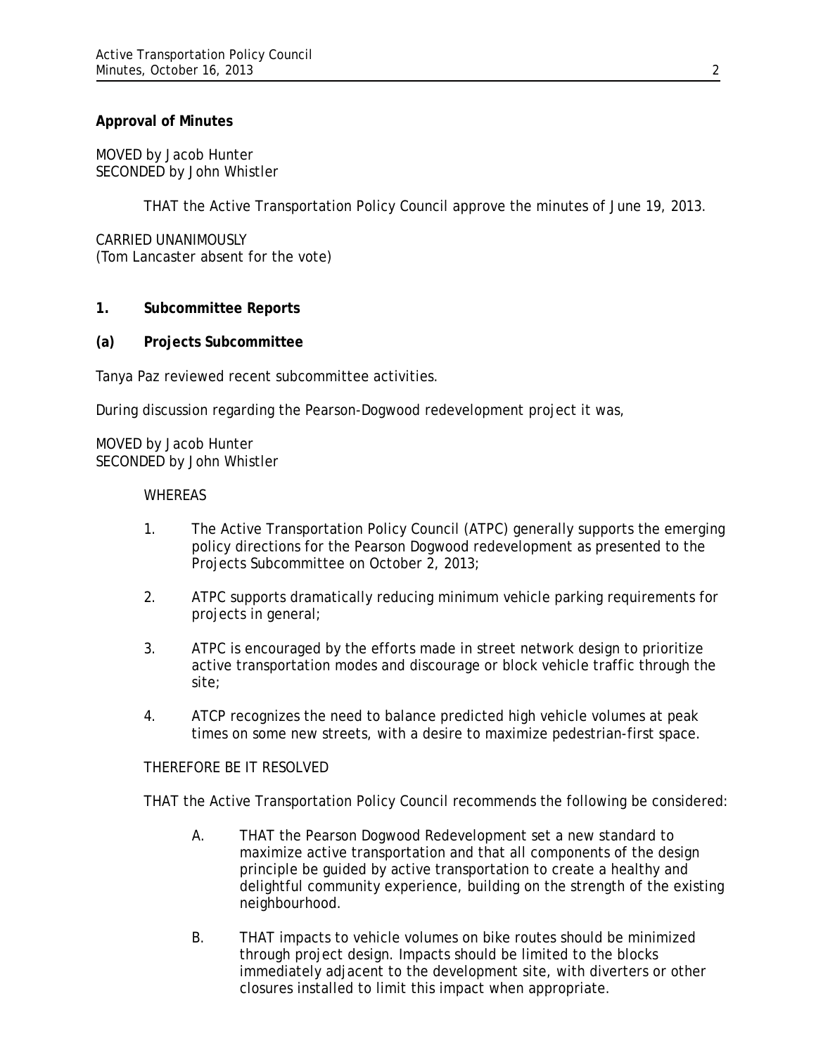**Approval of Minutes**

MOVED by Jacob Hunter
SECONDED by John Whistler

THAT the Active Transportation Policy Council approve the minutes of June 19, 2013.

CARRIED UNANIMOUSLY
(Tom Lancaster absent for the vote)

**1. Subcommittee Reports**

**(a) Projects Subcommittee**

Tanya Paz reviewed recent subcommittee activities.

During discussion regarding the Pearson-Dogwood redevelopment project it was,

MOVED by Jacob Hunter
SECONDED by John Whistler

WHEREAS

1. The Active Transportation Policy Council (ATPC) generally supports the emerging policy directions for the Pearson Dogwood redevelopment as presented to the Projects Subcommittee on October 2, 2013;

2. ATPC supports dramatically reducing minimum vehicle parking requirements for projects in general;

3. ATPC is encouraged by the efforts made in street network design to prioritize active transportation modes and discourage or block vehicle traffic through the site;

4. ATCP recognizes the need to balance predicted high vehicle volumes at peak times on some new streets, with a desire to maximize pedestrian-first space.

THEREFORE BE IT RESOLVED

THAT the Active Transportation Policy Council recommends the following be considered:

A. THAT the Pearson Dogwood Redevelopment set a new standard to maximize active transportation and that all components of the design principle be guided by active transportation to create a healthy and delightful community experience, building on the strength of the existing neighbourhood.

B. THAT impacts to vehicle volumes on bike routes should be minimized through project design. Impacts should be limited to the blocks immediately adjacent to the development site, with diverters or other closures installed to limit this impact when appropriate.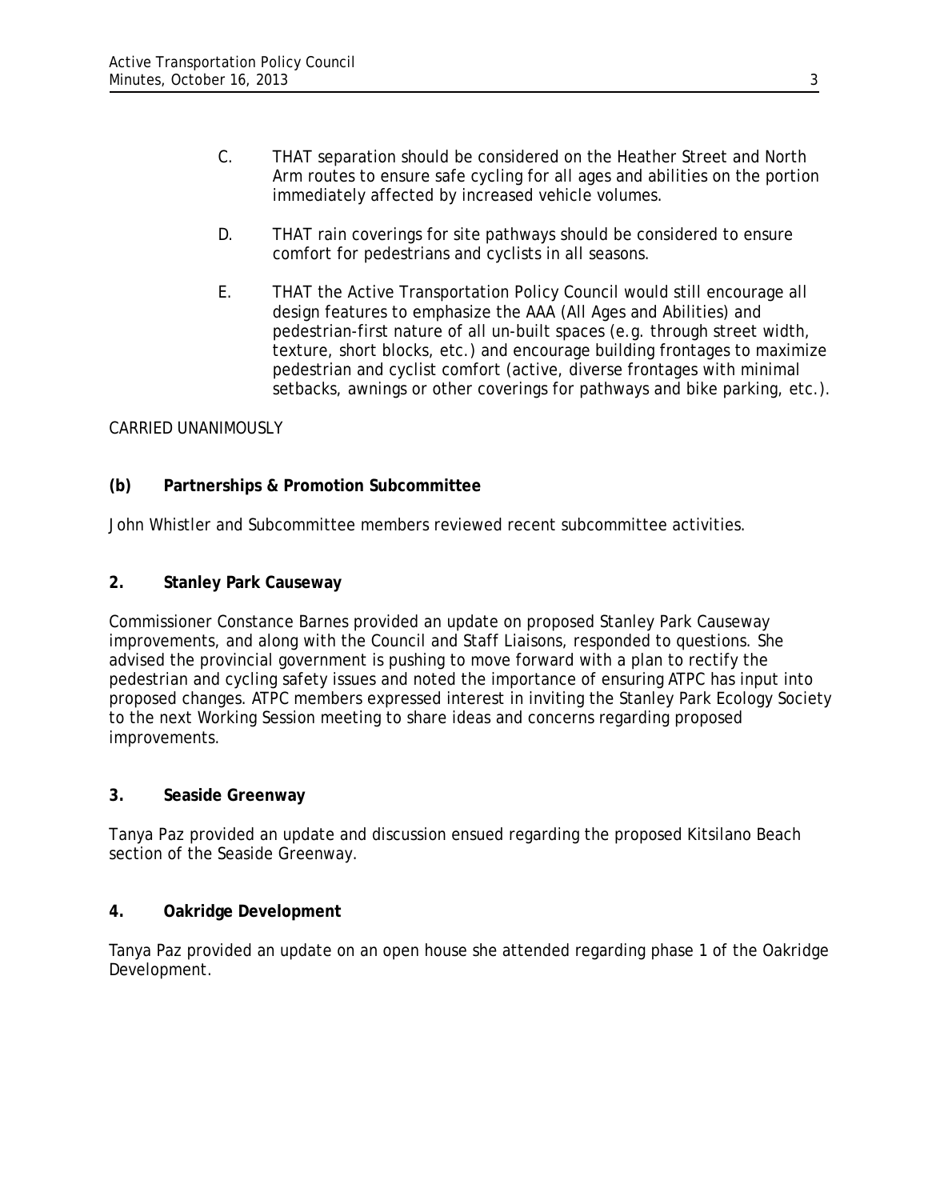C. THAT separation should be considered on the Heather Street and North Arm routes to ensure safe cycling for all ages and abilities on the portion immediately affected by increased vehicle volumes.

D. THAT rain coverings for site pathways should be considered to ensure comfort for pedestrians and cyclists in all seasons.

E. THAT the Active Transportation Policy Council would still encourage all design features to emphasize the AAA (All Ages and Abilities) and pedestrian-first nature of all un-built spaces (e.g. through street width, texture, short blocks, etc.) and encourage building frontages to maximize pedestrian and cyclist comfort (active, diverse frontages with minimal setbacks, awnings or other coverings for pathways and bike parking, etc.).

CARRIED UNANIMOUSLY

**(b) Partnerships & Promotion Subcommittee**

John Whistler and Subcommittee members reviewed recent subcommittee activities.

**2. Stanley Park Causeway**

Commissioner Constance Barnes provided an update on proposed Stanley Park Causeway improvements, and along with the Council and Staff Liaisons, responded to questions. She advised the provincial government is pushing to move forward with a plan to rectify the pedestrian and cycling safety issues and noted the importance of ensuring ATPC has input into proposed changes. ATPC members expressed interest in inviting the Stanley Park Ecology Society to the next Working Session meeting to share ideas and concerns regarding proposed improvements.

**3. Seaside Greenway**

Tanya Paz provided an update and discussion ensued regarding the proposed Kitsilano Beach section of the Seaside Greenway.

**4. Oakridge Development**

Tanya Paz provided an update on an open house she attended regarding phase 1 of the Oakridge Development.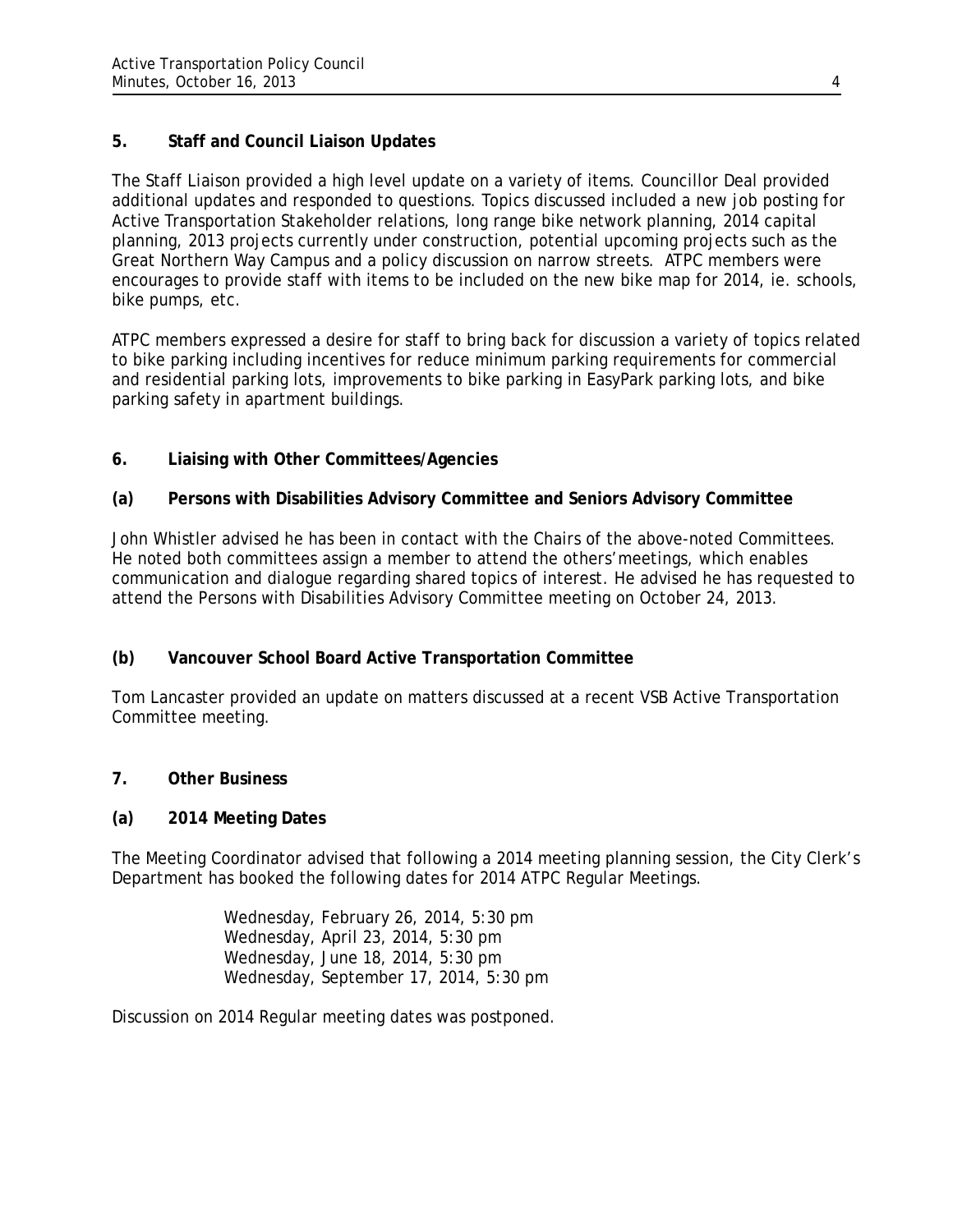## 5. Staff and Council Liaison Updates

The Staff Liaison provided a high level update on a variety of items. Councillor Deal provided additional updates and responded to questions. Topics discussed included a new job posting for Active Transportation Stakeholder relations, long range bike network planning, 2014 capital planning, 2013 projects currently under construction, potential upcoming projects such as the Great Northern Way Campus and a policy discussion on narrow streets. ATPC members were encourages to provide staff with items to be included on the new bike map for 2014, ie. schools, bike pumps, etc.

ATPC members expressed a desire for staff to bring back for discussion a variety of topics related to bike parking including incentives for reduce minimum parking requirements for commercial and residential parking lots, improvements to bike parking in EasyPark parking lots, and bike parking safety in apartment buildings.

## 6. Liaising with Other Committees/Agencies

### (a) Persons with Disabilities Advisory Committee and Seniors Advisory Committee

John Whistler advised he has been in contact with the Chairs of the above-noted Committees. He noted both committees assign a member to attend the others' meetings, which enables communication and dialogue regarding shared topics of interest. He advised he has requested to attend the Persons with Disabilities Advisory Committee meeting on October 24, 2013.

### (b) Vancouver School Board Active Transportation Committee

Tom Lancaster provided an update on matters discussed at a recent VSB Active Transportation Committee meeting.

## 7. Other Business

### (a) 2014 Meeting Dates

The Meeting Coordinator advised that following a 2014 meeting planning session, the City Clerk's Department has booked the following dates for 2014 ATPC Regular Meetings.

Wednesday, February 26, 2014, 5:30 pm
Wednesday, April 23, 2014, 5:30 pm
Wednesday, June 18, 2014, 5:30 pm
Wednesday, September 17, 2014, 5:30 pm

Discussion on 2014 Regular meeting dates was postponed.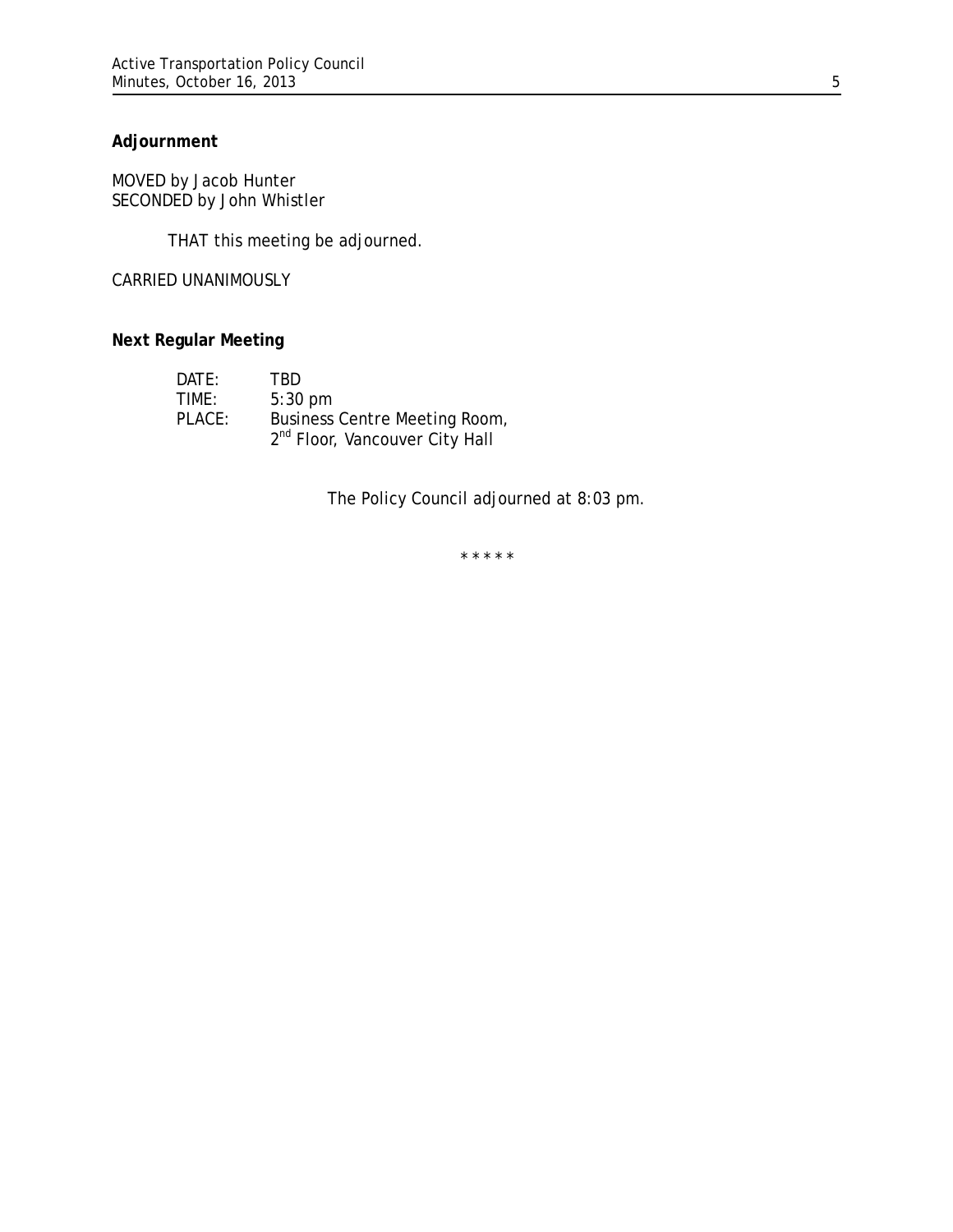**Adjournment**

MOVED by Jacob Hunter
SECONDED by John Whistler

THAT this meeting be adjourned.

CARRIED UNANIMOUSLY

**Next Regular Meeting**

DATE: TBD
TIME: 5:30 pm
PLACE: Business Centre Meeting Room,
2nd Floor, Vancouver City Hall

The Policy Council adjourned at 8:03 pm.

* * * * *